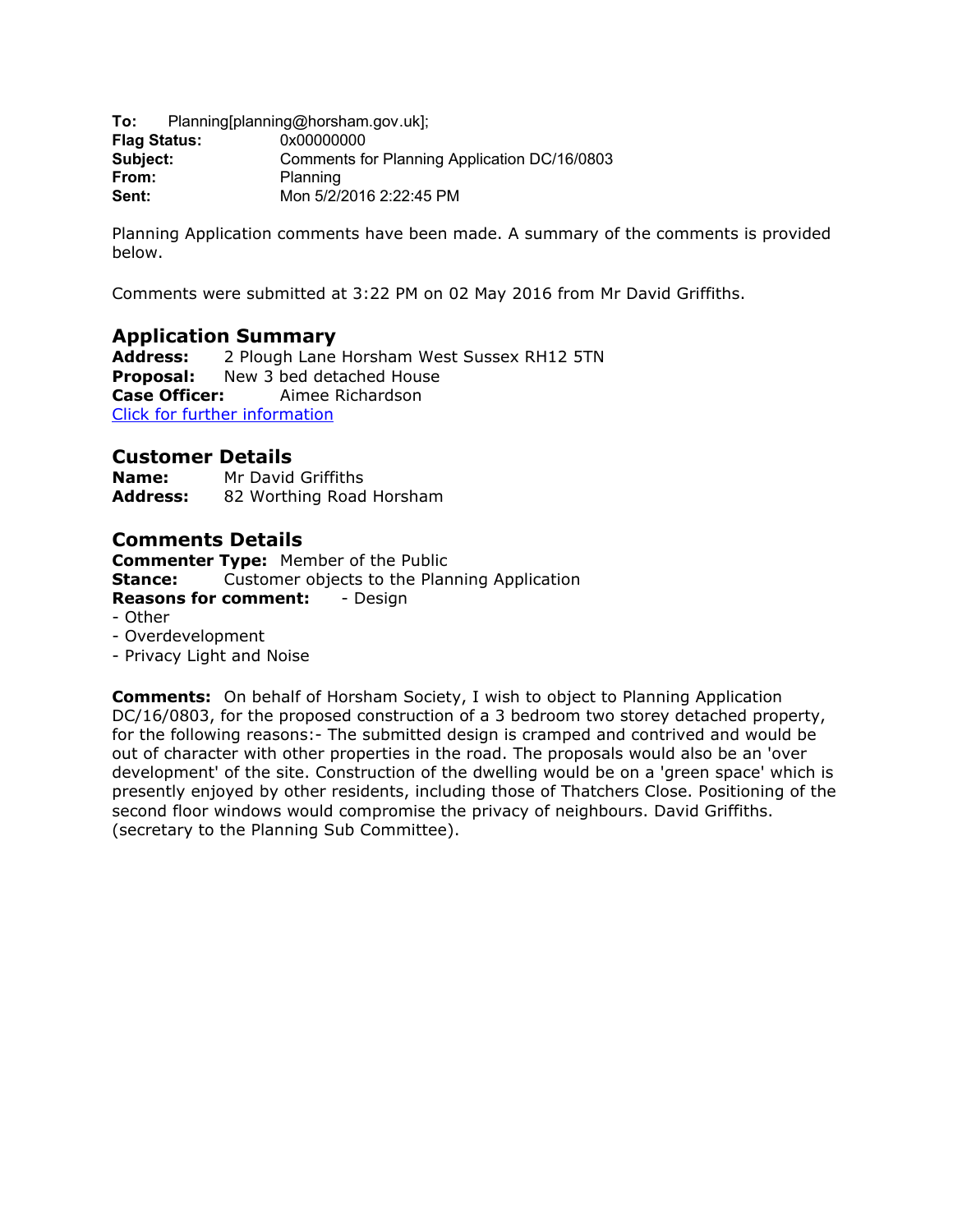**To:** Planning[planning@horsham.gov.uk];
**Flag Status:** 0x00000000
**Subject:** Comments for Planning Application DC/16/0803
**From:** Planning
**Sent:** Mon 5/2/2016 2:22:45 PM

Planning Application comments have been made. A summary of the comments is provided below.

Comments were submitted at 3:22 PM on 02 May 2016 from Mr David Griffiths.

## Application Summary

**Address:** 2 Plough Lane Horsham West Sussex RH12 5TN
**Proposal:** New 3 bed detached House
**Case Officer:** Aimee Richardson
[Click for further information]

## Customer Details

**Name:** Mr David Griffiths
**Address:** 82 Worthing Road Horsham

## Comments Details

**Commenter Type:** Member of the Public
**Stance:** Customer objects to the Planning Application
**Reasons for comment:** - Design
- Other
- Overdevelopment
- Privacy Light and Noise

**Comments:** On behalf of Horsham Society, I wish to object to Planning Application DC/16/0803, for the proposed construction of a 3 bedroom two storey detached property, for the following reasons:- The submitted design is cramped and contrived and would be out of character with other properties in the road. The proposals would also be an 'over development' of the site. Construction of the dwelling would be on a 'green space' which is presently enjoyed by other residents, including those of Thatchers Close. Positioning of the second floor windows would compromise the privacy of neighbours. David Griffiths. (secretary to the Planning Sub Committee).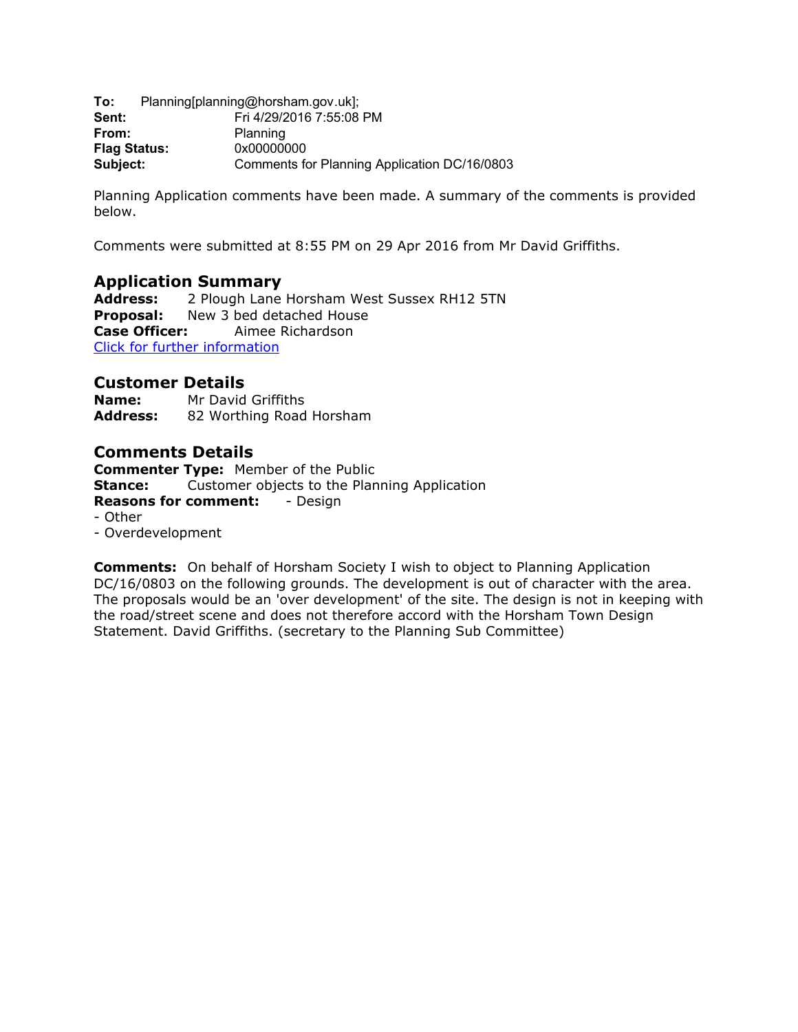**To:** Planning[planning@horsham.gov.uk];
**Sent:** Fri 4/29/2016 7:55:08 PM
**From:** Planning
**Flag Status:** 0x00000000
**Subject:** Comments for Planning Application DC/16/0803

Planning Application comments have been made. A summary of the comments is provided below.

Comments were submitted at 8:55 PM on 29 Apr 2016 from Mr David Griffiths.

## Application Summary

**Address:** 2 Plough Lane Horsham West Sussex RH12 5TN
**Proposal:** New 3 bed detached House
**Case Officer:** Aimee Richardson
[Click for further information]

## Customer Details

**Name:** Mr David Griffiths
**Address:** 82 Worthing Road Horsham

## Comments Details

**Commenter Type:** Member of the Public
**Stance:** Customer objects to the Planning Application
**Reasons for comment:** - Design
- Other
- Overdevelopment

**Comments:** On behalf of Horsham Society I wish to object to Planning Application DC/16/0803 on the following grounds. The development is out of character with the area. The proposals would be an 'over development' of the site. The design is not in keeping with the road/street scene and does not therefore accord with the Horsham Town Design Statement. David Griffiths. (secretary to the Planning Sub Committee)